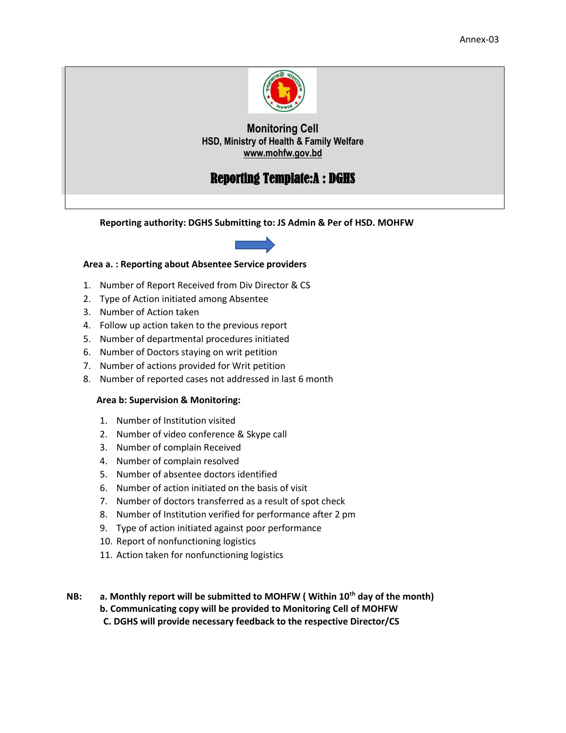Annex-03

**Monitoring Cell**
**HSD, Ministry of Health & Family Welfare**
**www.mohfw.gov.bd**

# Reporting Template:A : DGHS

**Reporting authority: DGHS Submitting to: JS Admin & Per of HSD. MOHFW**

**Area a. : Reporting about Absentee Service providers**

1. Number of Report Received from Div Director & CS
2. Type of Action initiated among Absentee
3. Number of Action taken
4. Follow up action taken to the previous report
5. Number of departmental procedures initiated
6. Number of Doctors staying on writ petition
7. Number of actions provided for Writ petition
8. Number of reported cases not addressed in last 6 month

**Area b: Supervision & Monitoring:**

1. Number of Institution visited
2. Number of video conference & Skype call
3. Number of complain Received
4. Number of complain resolved
5. Number of absentee doctors identified
6. Number of action initiated on the basis of visit
7. Number of doctors transferred as a result of spot check
8. Number of Institution verified for performance after 2 pm
9. Type of action initiated against poor performance
10. Report of nonfunctioning logistics
11. Action taken for nonfunctioning logistics

**NB:**
**a. Monthly report will be submitted to MOHFW ( Within 10th day of the month)**
**b. Communicating copy will be provided to Monitoring Cell of MOHFW**
**C. DGHS will provide necessary feedback to the respective Director/CS**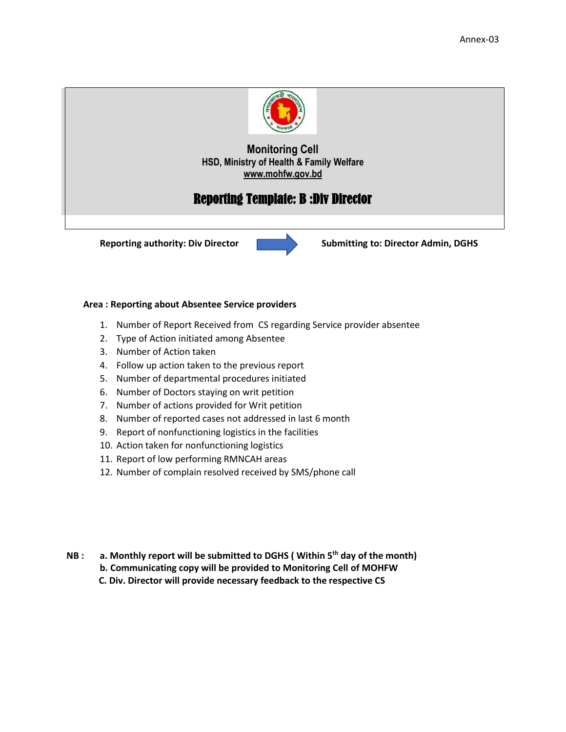Annex-03

**Monitoring Cell**
**HSD, Ministry of Health & Family Welfare**
**www.mohfw.gov.bd**

# Reporting Template: B :Div Director

**Reporting authority: Div Director** → **Submitting to: Director Admin, DGHS**

**Area : Reporting about Absentee Service providers**

1. Number of Report Received from CS regarding Service provider absentee
2. Type of Action initiated among Absentee
3. Number of Action taken
4. Follow up action taken to the previous report
5. Number of departmental procedures initiated
6. Number of Doctors staying on writ petition
7. Number of actions provided for Writ petition
8. Number of reported cases not addressed in last 6 month
9. Report of nonfunctioning logistics in the facilities
10. Action taken for nonfunctioning logistics
11. Report of low performing RMNCAH areas
12. Number of complain resolved received by SMS/phone call

**NB :**
**a. Monthly report will be submitted to DGHS ( Within 5th day of the month)**
**b. Communicating copy will be provided to Monitoring Cell of MOHFW**
**C. Div. Director will provide necessary feedback to the respective CS**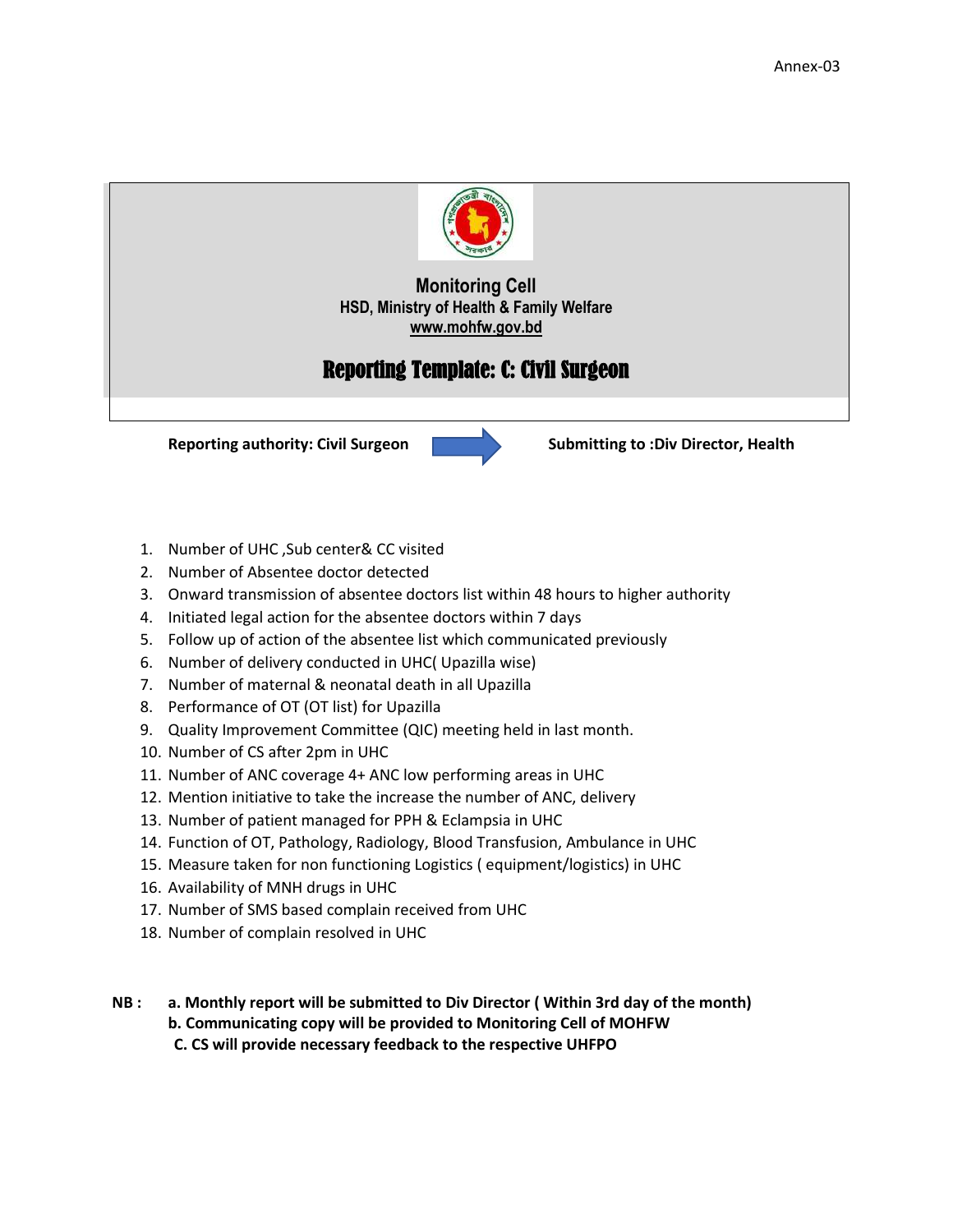Annex-03

**Monitoring Cell**
**HSD, Ministry of Health & Family Welfare**
**www.mohfw.gov.bd**

# Reporting Template: C: Civil Surgeon

**Reporting authority: Civil Surgeon** → **Submitting to :Div Director, Health**

1. Number of UHC ,Sub center& CC visited
2. Number of Absentee doctor detected
3. Onward transmission of absentee doctors list within 48 hours to higher authority
4. Initiated legal action for the absentee doctors within 7 days
5. Follow up of action of the absentee list which communicated previously
6. Number of delivery conducted in UHC( Upazilla wise)
7. Number of maternal & neonatal death in all Upazilla
8. Performance of OT (OT list) for Upazilla
9. Quality Improvement Committee (QIC) meeting held in last month.
10. Number of CS after 2pm in UHC
11. Number of ANC coverage 4+ ANC low performing areas in UHC
12. Mention initiative to take the increase the number of ANC, delivery
13. Number of patient managed for PPH & Eclampsia in UHC
14. Function of OT, Pathology, Radiology, Blood Transfusion, Ambulance in UHC
15. Measure taken for non functioning Logistics ( equipment/logistics) in UHC
16. Availability of MNH drugs in UHC
17. Number of SMS based complain received from UHC
18. Number of complain resolved in UHC

**NB :**
**a. Monthly report will be submitted to Div Director ( Within 3rd day of the month)**
**b. Communicating copy will be provided to Monitoring Cell of MOHFW**
**C. CS will provide necessary feedback to the respective UHFPO**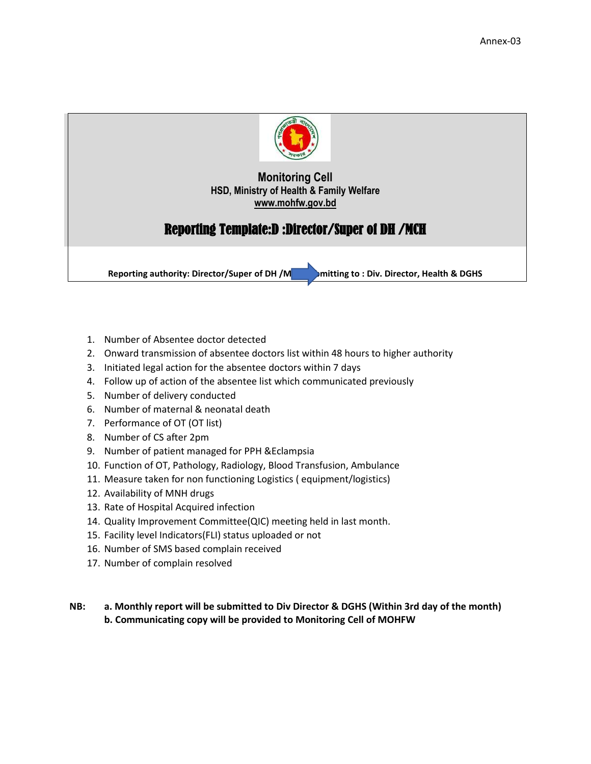Annex-03

**Monitoring Cell**
**HSD, Ministry of Health & Family Welfare**
**www.mohfw.gov.bd**

# Reporting Template:D :Director/Super of DH /MCH

**Reporting authority: Director/Super of DH /M** → **mitting to : Div. Director, Health & DGHS**

1. Number of Absentee doctor detected
2. Onward transmission of absentee doctors list within 48 hours to higher authority
3. Initiated legal action for the absentee doctors within 7 days
4. Follow up of action of the absentee list which communicated previously
5. Number of delivery conducted
6. Number of maternal & neonatal death
7. Performance of OT (OT list)
8. Number of CS after 2pm
9. Number of patient managed for PPH &Eclampsia
10. Function of OT, Pathology, Radiology, Blood Transfusion, Ambulance
11. Measure taken for non functioning Logistics ( equipment/logistics)
12. Availability of MNH drugs
13. Rate of Hospital Acquired infection
14. Quality Improvement Committee(QIC) meeting held in last month.
15. Facility level Indicators(FLI) status uploaded or not
16. Number of SMS based complain received
17. Number of complain resolved

**NB:** **a. Monthly report will be submitted to Div Director & DGHS (Within 3rd day of the month)**
**b. Communicating copy will be provided to Monitoring Cell of MOHFW**